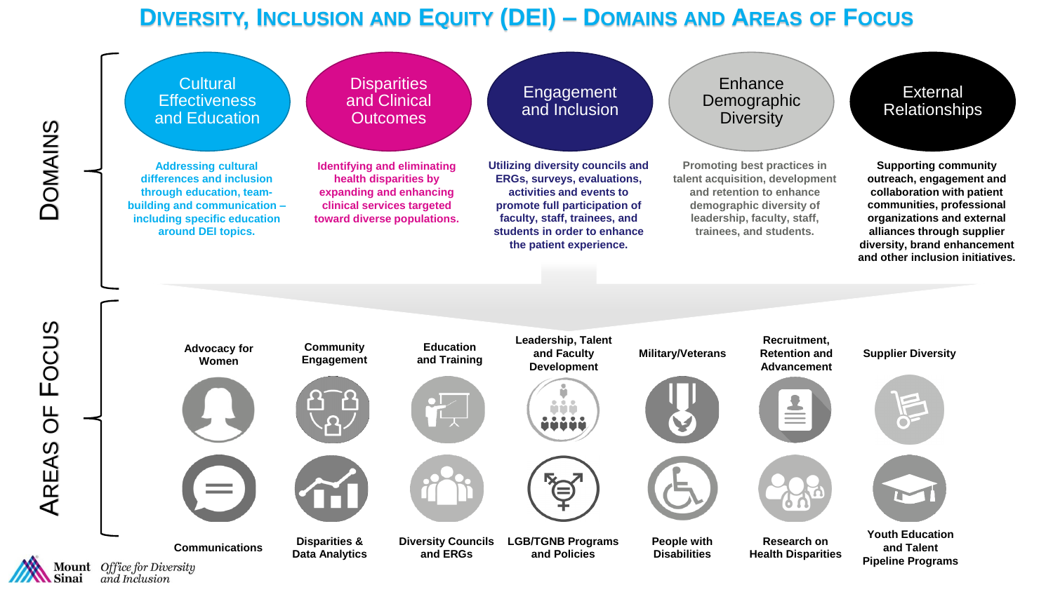# Diversity, Inclusion and Equity (DEI) – Domains and Areas of Focus

## Domains

### Cultural Effectiveness and Education

Addressing cultural differences and inclusion through education, team-building and communication – including specific education around DEI topics.

### Disparities and Clinical Outcomes

Identifying and eliminating health disparities by expanding and enhancing clinical services targeted toward diverse populations.

### Engagement and Inclusion

Utilizing diversity councils and ERGs, surveys, evaluations, activities and events to promote full participation of faculty, staff, trainees, and students in order to enhance the patient experience.

### Enhance Demographic Diversity

Promoting best practices in talent acquisition, development and retention to enhance demographic diversity of leadership, faculty, staff, trainees, and students.

### External Relationships

Supporting community outreach, engagement and collaboration with patient communities, professional organizations and external alliances through supplier diversity, brand enhancement and other inclusion initiatives.

## Areas of Focus

- Advocacy for Women
- Community Engagement
- Education and Training
- Leadership, Talent and Faculty Development
- Military/Veterans
- Recruitment, Retention and Advancement
- Supplier Diversity
- Communications
- Disparities & Data Analytics
- Diversity Councils and ERGs
- LGB/TGNB Programs and Policies
- People with Disabilities
- Research on Health Disparities
- Youth Education and Talent Pipeline Programs

Mount Sinai *Office for Diversity and Inclusion*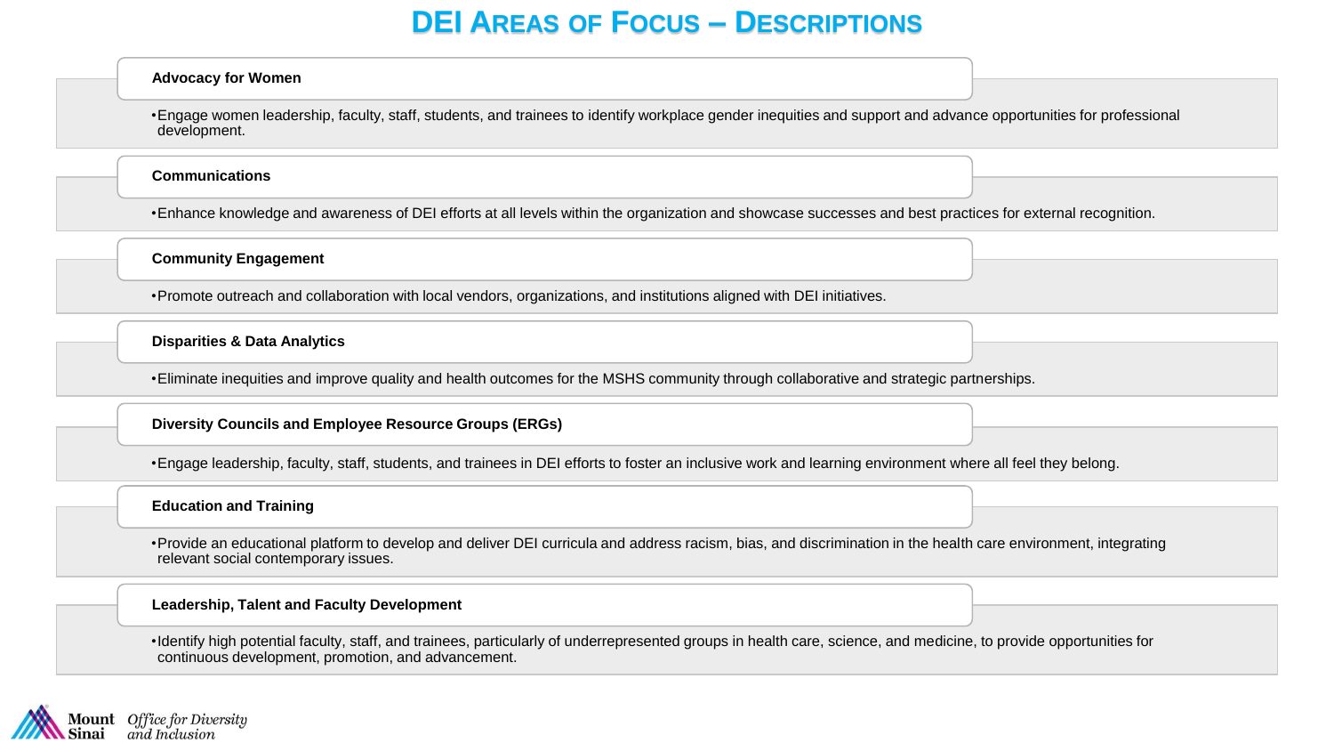# DEI Areas of Focus – Descriptions

**Advocacy for Women**

- Engage women leadership, faculty, staff, students, and trainees to identify workplace gender inequities and support and advance opportunities for professional development.

**Communications**

- Enhance knowledge and awareness of DEI efforts at all levels within the organization and showcase successes and best practices for external recognition.

**Community Engagement**

- Promote outreach and collaboration with local vendors, organizations, and institutions aligned with DEI initiatives.

**Disparities & Data Analytics**

- Eliminate inequities and improve quality and health outcomes for the MSHS community through collaborative and strategic partnerships.

**Diversity Councils and Employee Resource Groups (ERGs)**

- Engage leadership, faculty, staff, students, and trainees in DEI efforts to foster an inclusive work and learning environment where all feel they belong.

**Education and Training**

- Provide an educational platform to develop and deliver DEI curricula and address racism, bias, and discrimination in the health care environment, integrating relevant social contemporary issues.

**Leadership, Talent and Faculty Development**

- Identify high potential faculty, staff, and trainees, particularly of underrepresented groups in health care, science, and medicine, to provide opportunities for continuous development, promotion, and advancement.

Mount Sinai *Office for Diversity and Inclusion*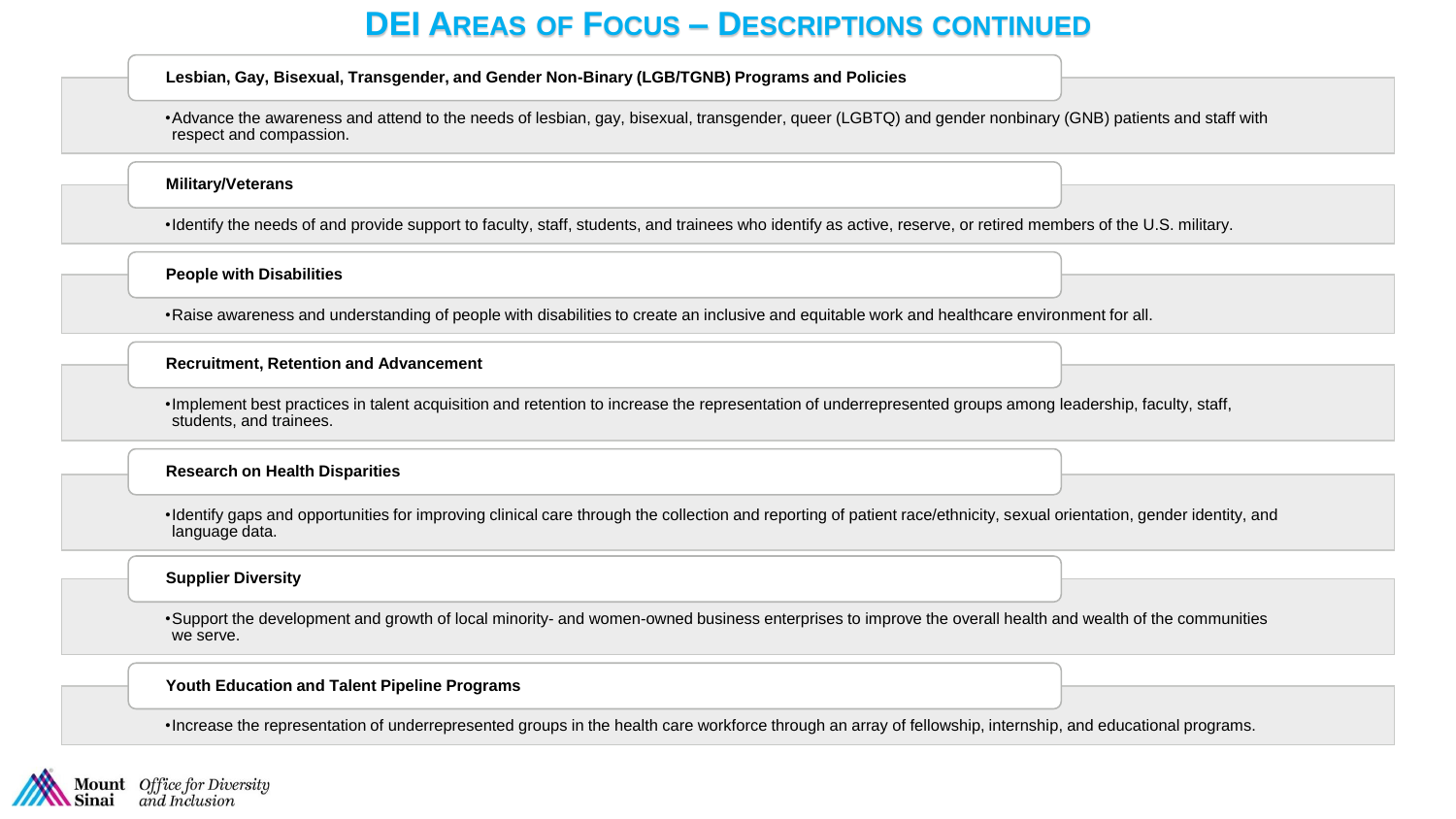# DEI Areas of Focus – Descriptions continued

## Lesbian, Gay, Bisexual, Transgender, and Gender Non-Binary (LGB/TGNB) Programs and Policies

- Advance the awareness and attend to the needs of lesbian, gay, bisexual, transgender, queer (LGBTQ) and gender nonbinary (GNB) patients and staff with respect and compassion.

## Military/Veterans

- Identify the needs of and provide support to faculty, staff, students, and trainees who identify as active, reserve, or retired members of the U.S. military.

## People with Disabilities

- Raise awareness and understanding of people with disabilities to create an inclusive and equitable work and healthcare environment for all.

## Recruitment, Retention and Advancement

- Implement best practices in talent acquisition and retention to increase the representation of underrepresented groups among leadership, faculty, staff, students, and trainees.

## Research on Health Disparities

- Identify gaps and opportunities for improving clinical care through the collection and reporting of patient race/ethnicity, sexual orientation, gender identity, and language data.

## Supplier Diversity

- Support the development and growth of local minority- and women-owned business enterprises to improve the overall health and wealth of the communities we serve.

## Youth Education and Talent Pipeline Programs

- Increase the representation of underrepresented groups in the health care workforce through an array of fellowship, internship, and educational programs.

Mount Sinai *Office for Diversity and Inclusion*